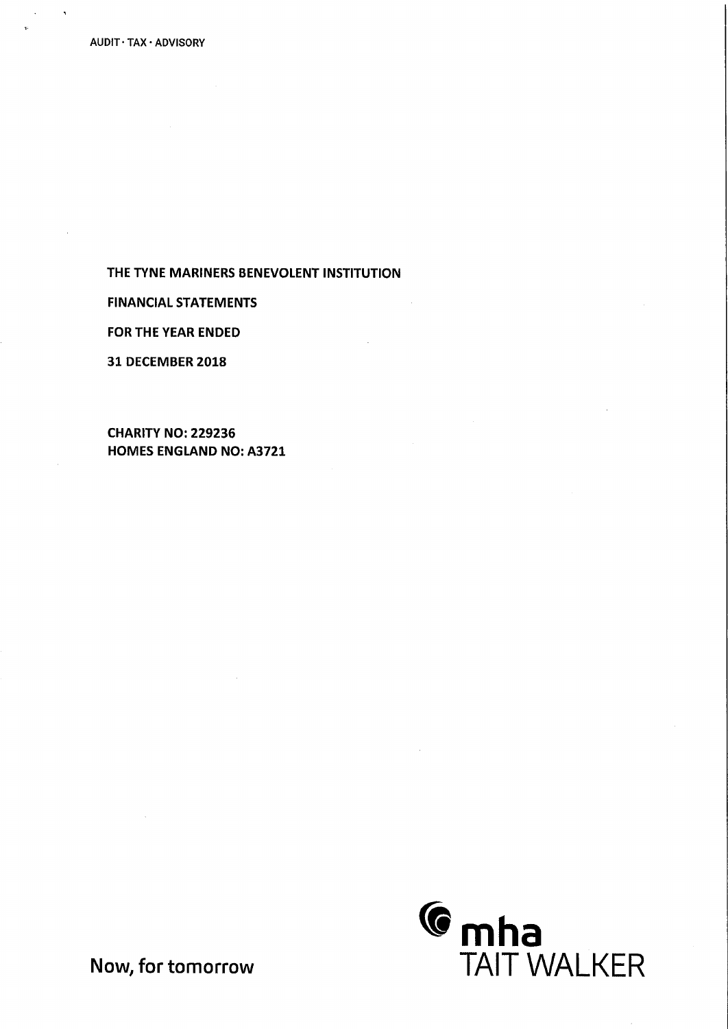AUDIT · TAX · ADVISORY

# THE TYNE MARINERS BENEVOLENT INSTITUTION

**FINANCIAL STATEMENTS**

**FOR THE YEAR ENDED**

**31 DECEMBER 2018**

**CHARITY NO: 229236**
**HOMES ENGLAND NO: A3721**

Now, for tomorrow

mha
TAIT WALKER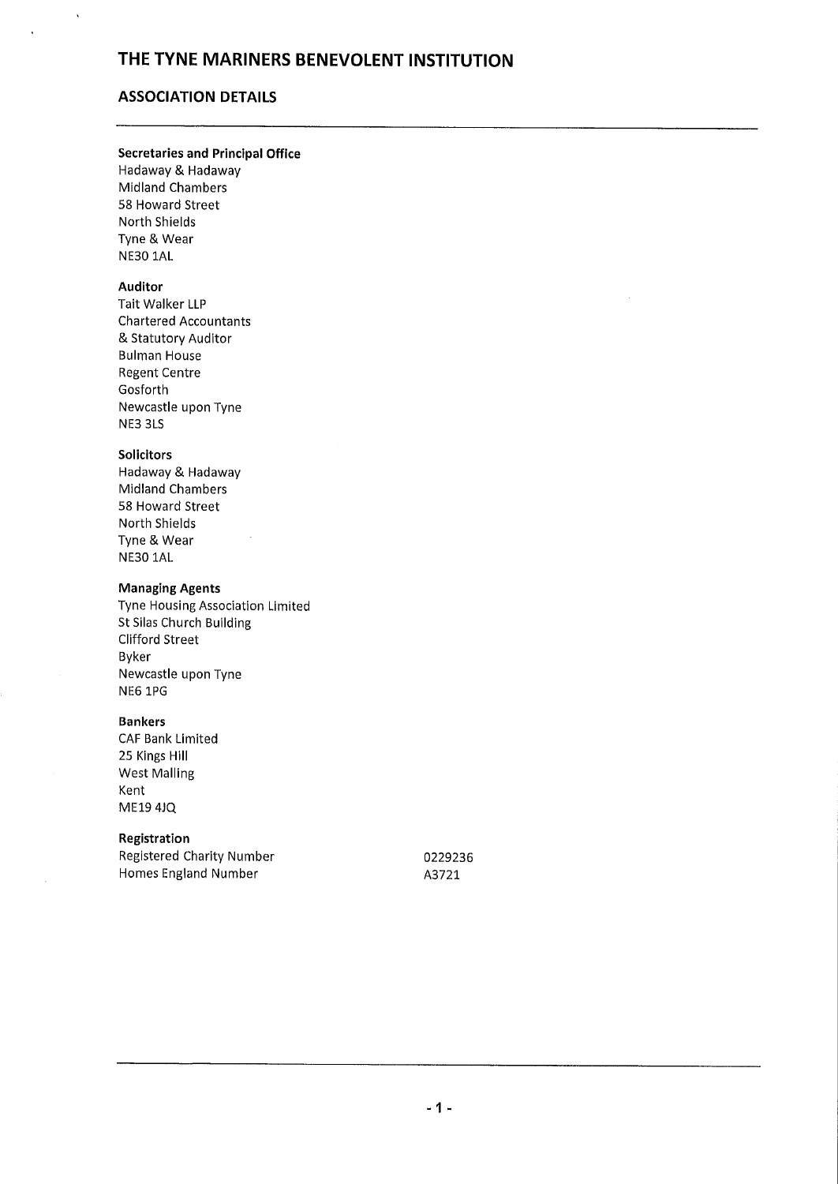# THE TYNE MARINERS BENEVOLENT INSTITUTION

## ASSOCIATION DETAILS

**Secretaries and Principal Office**
Hadaway & Hadaway
Midland Chambers
58 Howard Street
North Shields
Tyne & Wear
NE30 1AL

**Auditor**
Tait Walker LLP
Chartered Accountants
& Statutory Auditor
Bulman House
Regent Centre
Gosforth
Newcastle upon Tyne
NE3 3LS

**Solicitors**
Hadaway & Hadaway
Midland Chambers
58 Howard Street
North Shields
Tyne & Wear
NE30 1AL

**Managing Agents**
Tyne Housing Association Limited
St Silas Church Building
Clifford Street
Byker
Newcastle upon Tyne
NE6 1PG

**Bankers**
CAF Bank Limited
25 Kings Hill
West Malling
Kent
ME19 4JQ

**Registration**

| | |
|---|---|
| Registered Charity Number | 0229236 |
| Homes England Number | A3721 |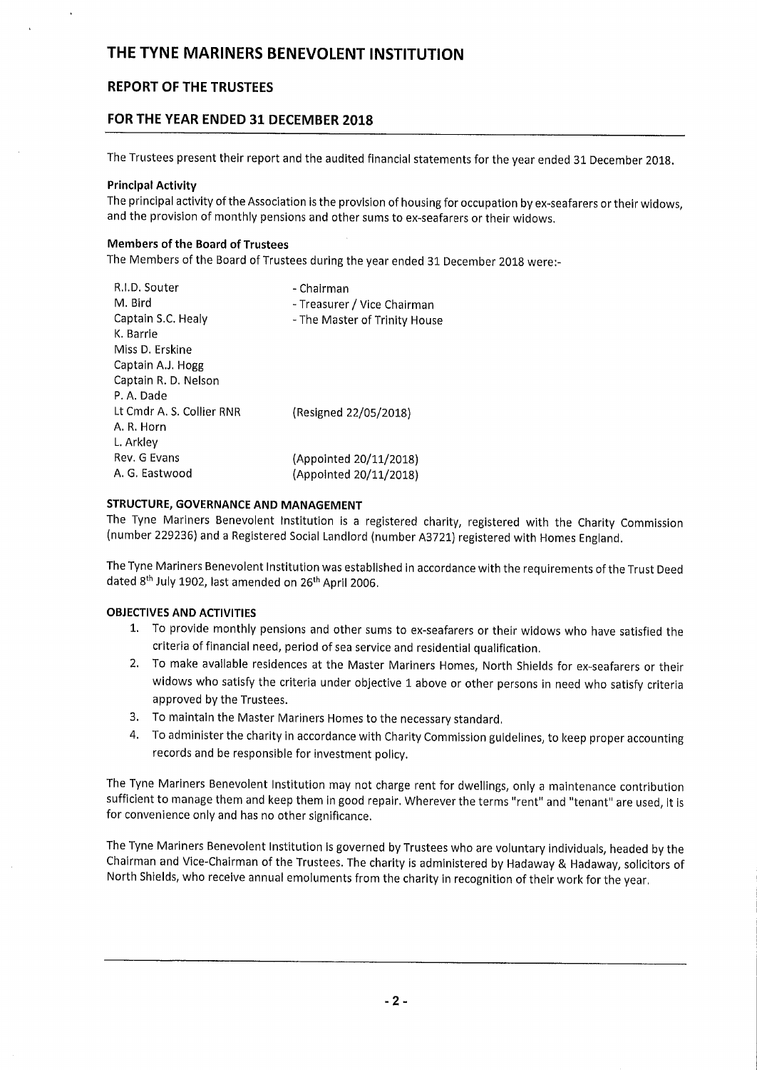# THE TYNE MARINERS BENEVOLENT INSTITUTION

## REPORT OF THE TRUSTEES

## FOR THE YEAR ENDED 31 DECEMBER 2018

The Trustees present their report and the audited financial statements for the year ended 31 December 2018.

**Principal Activity**

The principal activity of the Association is the provision of housing for occupation by ex-seafarers or their widows, and the provision of monthly pensions and other sums to ex-seafarers or their widows.

**Members of the Board of Trustees**

The Members of the Board of Trustees during the year ended 31 December 2018 were:-

| | |
|---|---|
| R.I.D. Souter | - Chairman |
| M. Bird | - Treasurer / Vice Chairman |
| Captain S.C. Healy | - The Master of Trinity House |
| K. Barrie | |
| Miss D. Erskine | |
| Captain A.J. Hogg | |
| Captain R. D. Nelson | |
| P. A. Dade | |
| Lt Cmdr A. S. Collier RNR | (Resigned 22/05/2018) |
| A. R. Horn | |
| L. Arkley | |
| Rev. G Evans | (Appointed 20/11/2018) |
| A. G. Eastwood | (Appointed 20/11/2018) |

**STRUCTURE, GOVERNANCE AND MANAGEMENT**

The Tyne Mariners Benevolent Institution is a registered charity, registered with the Charity Commission (number 229236) and a Registered Social Landlord (number A3721) registered with Homes England.

The Tyne Mariners Benevolent Institution was established in accordance with the requirements of the Trust Deed dated 8th July 1902, last amended on 26th April 2006.

**OBJECTIVES AND ACTIVITIES**

1. To provide monthly pensions and other sums to ex-seafarers or their widows who have satisfied the criteria of financial need, period of sea service and residential qualification.
2. To make available residences at the Master Mariners Homes, North Shields for ex-seafarers or their widows who satisfy the criteria under objective 1 above or other persons in need who satisfy criteria approved by the Trustees.
3. To maintain the Master Mariners Homes to the necessary standard.
4. To administer the charity in accordance with Charity Commission guidelines, to keep proper accounting records and be responsible for investment policy.

The Tyne Mariners Benevolent Institution may not charge rent for dwellings, only a maintenance contribution sufficient to manage them and keep them in good repair. Wherever the terms "rent" and "tenant" are used, it is for convenience only and has no other significance.

The Tyne Mariners Benevolent Institution is governed by Trustees who are voluntary individuals, headed by the Chairman and Vice-Chairman of the Trustees. The charity is administered by Hadaway & Hadaway, solicitors of North Shields, who receive annual emoluments from the charity in recognition of their work for the year.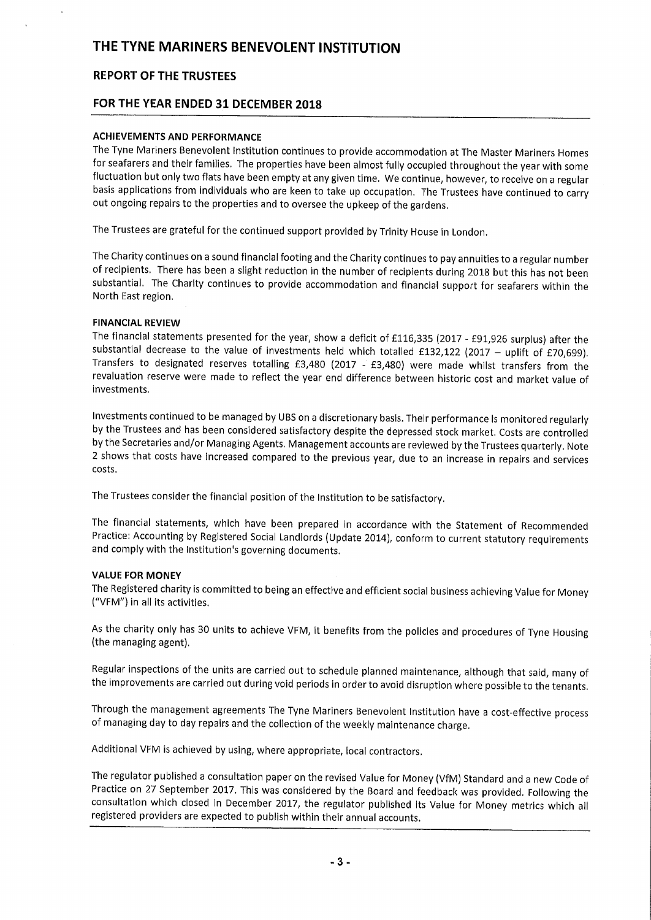# THE TYNE MARINERS BENEVOLENT INSTITUTION

## REPORT OF THE TRUSTEES

## FOR THE YEAR ENDED 31 DECEMBER 2018

### ACHIEVEMENTS AND PERFORMANCE

The Tyne Mariners Benevolent Institution continues to provide accommodation at The Master Mariners Homes for seafarers and their families. The properties have been almost fully occupied throughout the year with some fluctuation but only two flats have been empty at any given time. We continue, however, to receive on a regular basis applications from individuals who are keen to take up occupation. The Trustees have continued to carry out ongoing repairs to the properties and to oversee the upkeep of the gardens.

The Trustees are grateful for the continued support provided by Trinity House in London.

The Charity continues on a sound financial footing and the Charity continues to pay annuities to a regular number of recipients. There has been a slight reduction in the number of recipients during 2018 but this has not been substantial. The Charity continues to provide accommodation and financial support for seafarers within the North East region.

### FINANCIAL REVIEW

The financial statements presented for the year, show a deficit of £116,335 (2017 - £91,926 surplus) after the substantial decrease to the value of investments held which totalled £132,122 (2017 – uplift of £70,699). Transfers to designated reserves totalling £3,480 (2017 - £3,480) were made whilst transfers from the revaluation reserve were made to reflect the year end difference between historic cost and market value of investments.

Investments continued to be managed by UBS on a discretionary basis. Their performance is monitored regularly by the Trustees and has been considered satisfactory despite the depressed stock market. Costs are controlled by the Secretaries and/or Managing Agents. Management accounts are reviewed by the Trustees quarterly. Note 2 shows that costs have increased compared to the previous year, due to an increase in repairs and services costs.

The Trustees consider the financial position of the Institution to be satisfactory.

The financial statements, which have been prepared in accordance with the Statement of Recommended Practice: Accounting by Registered Social Landlords (Update 2014), conform to current statutory requirements and comply with the Institution's governing documents.

### VALUE FOR MONEY

The Registered charity is committed to being an effective and efficient social business achieving Value for Money ("VFM") in all its activities.

As the charity only has 30 units to achieve VFM, it benefits from the policies and procedures of Tyne Housing (the managing agent).

Regular inspections of the units are carried out to schedule planned maintenance, although that said, many of the improvements are carried out during void periods in order to avoid disruption where possible to the tenants.

Through the management agreements The Tyne Mariners Benevolent Institution have a cost-effective process of managing day to day repairs and the collection of the weekly maintenance charge.

Additional VFM is achieved by using, where appropriate, local contractors.

The regulator published a consultation paper on the revised Value for Money (VfM) Standard and a new Code of Practice on 27 September 2017. This was considered by the Board and feedback was provided. Following the consultation which closed in December 2017, the regulator published its Value for Money metrics which all registered providers are expected to publish within their annual accounts.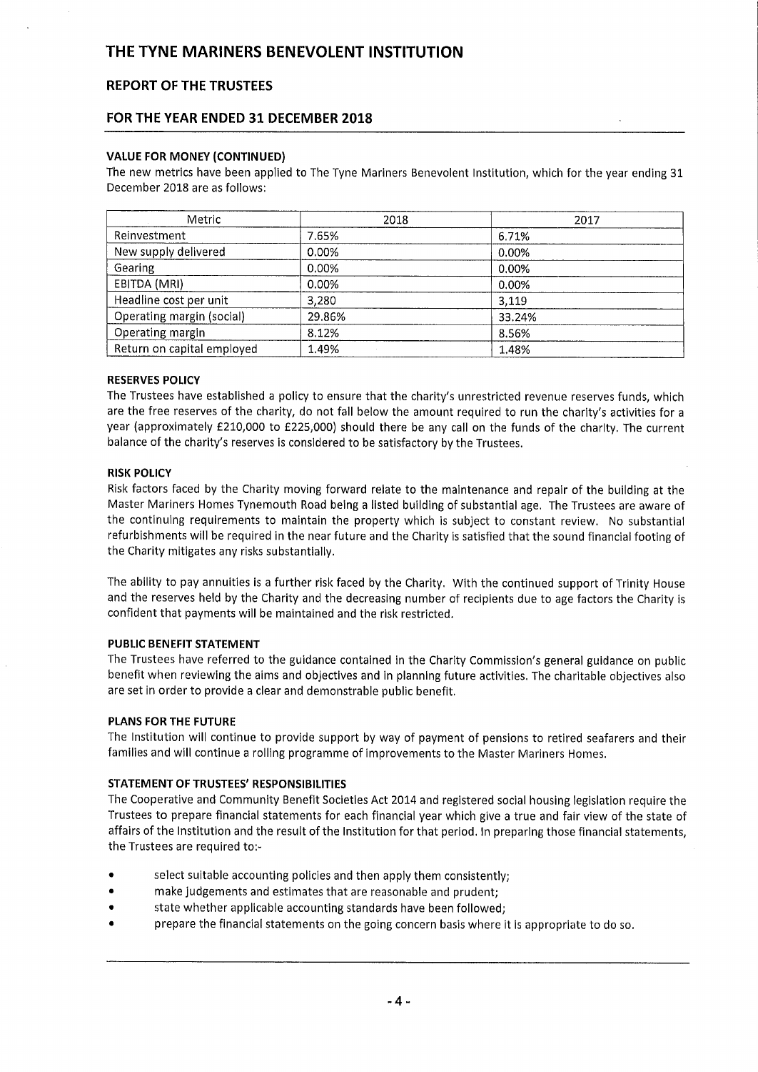### VALUE FOR MONEY (CONTINUED)

The new metrics have been applied to The Tyne Mariners Benevolent Institution, which for the year ending 31 December 2018 are as follows:

| Metric | 2018 | 2017 |
| --- | --- | --- |
| Reinvestment | 7.65% | 6.71% |
| New supply delivered | 0.00% | 0.00% |
| Gearing | 0.00% | 0.00% |
| EBITDA (MRI) | 0.00% | 0.00% |
| Headline cost per unit | 3,280 | 3,119 |
| Operating margin (social) | 29.86% | 33.24% |
| Operating margin | 8.12% | 8.56% |
| Return on capital employed | 1.49% | 1.48% |

### RESERVES POLICY

The Trustees have established a policy to ensure that the charity's unrestricted revenue reserves funds, which are the free reserves of the charity, do not fall below the amount required to run the charity's activities for a year (approximately £210,000 to £225,000) should there be any call on the funds of the charity. The current balance of the charity's reserves is considered to be satisfactory by the Trustees.

### RISK POLICY

Risk factors faced by the Charity moving forward relate to the maintenance and repair of the building at the Master Mariners Homes Tynemouth Road being a listed building of substantial age. The Trustees are aware of the continuing requirements to maintain the property which is subject to constant review. No substantial refurbishments will be required in the near future and the Charity is satisfied that the sound financial footing of the Charity mitigates any risks substantially.

The ability to pay annuities is a further risk faced by the Charity. With the continued support of Trinity House and the reserves held by the Charity and the decreasing number of recipients due to age factors the Charity is confident that payments will be maintained and the risk restricted.

### PUBLIC BENEFIT STATEMENT

The Trustees have referred to the guidance contained in the Charity Commission's general guidance on public benefit when reviewing the aims and objectives and in planning future activities. The charitable objectives also are set in order to provide a clear and demonstrable public benefit.

### PLANS FOR THE FUTURE

The Institution will continue to provide support by way of payment of pensions to retired seafarers and their families and will continue a rolling programme of improvements to the Master Mariners Homes.

### STATEMENT OF TRUSTEES' RESPONSIBILITIES

The Cooperative and Community Benefit Societies Act 2014 and registered social housing legislation require the Trustees to prepare financial statements for each financial year which give a true and fair view of the state of affairs of the Institution and the result of the Institution for that period. In preparing those financial statements, the Trustees are required to:-

- select suitable accounting policies and then apply them consistently;
- make judgements and estimates that are reasonable and prudent;
- state whether applicable accounting standards have been followed;
- prepare the financial statements on the going concern basis where it is appropriate to do so.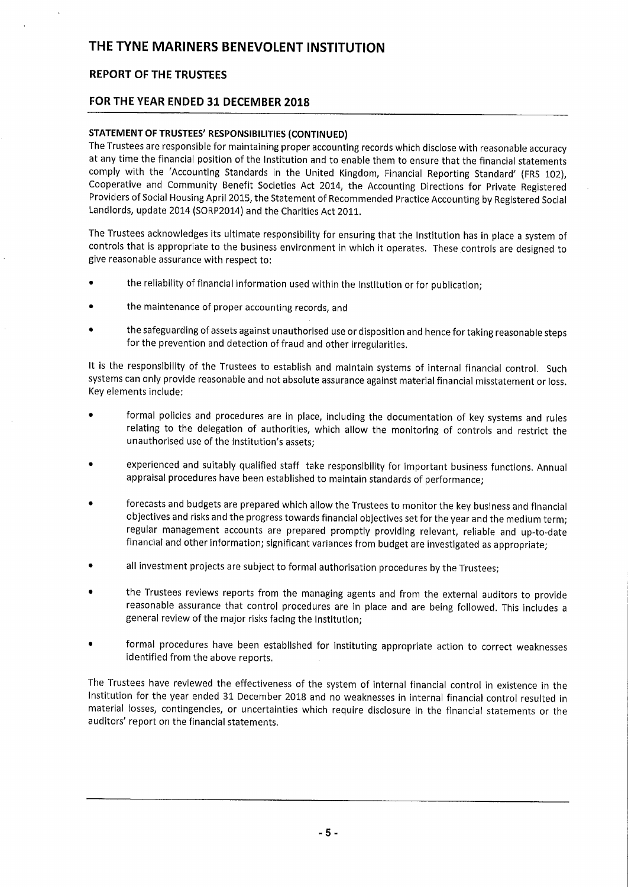# THE TYNE MARINERS BENEVOLENT INSTITUTION

## REPORT OF THE TRUSTEES

## FOR THE YEAR ENDED 31 DECEMBER 2018

### STATEMENT OF TRUSTEES' RESPONSIBILITIES (CONTINUED)

The Trustees are responsible for maintaining proper accounting records which disclose with reasonable accuracy at any time the financial position of the Institution and to enable them to ensure that the financial statements comply with the 'Accounting Standards in the United Kingdom, Financial Reporting Standard' (FRS 102), Cooperative and Community Benefit Societies Act 2014, the Accounting Directions for Private Registered Providers of Social Housing April 2015, the Statement of Recommended Practice Accounting by Registered Social Landlords, update 2014 (SORP2014) and the Charities Act 2011.

The Trustees acknowledges its ultimate responsibility for ensuring that the Institution has in place a system of controls that is appropriate to the business environment in which it operates. These controls are designed to give reasonable assurance with respect to:

- the reliability of financial information used within the Institution or for publication;
- the maintenance of proper accounting records, and
- the safeguarding of assets against unauthorised use or disposition and hence for taking reasonable steps for the prevention and detection of fraud and other irregularities.

It is the responsibility of the Trustees to establish and maintain systems of internal financial control. Such systems can only provide reasonable and not absolute assurance against material financial misstatement or loss. Key elements include:

- formal policies and procedures are in place, including the documentation of key systems and rules relating to the delegation of authorities, which allow the monitoring of controls and restrict the unauthorised use of the Institution's assets;
- experienced and suitably qualified staff take responsibility for important business functions. Annual appraisal procedures have been established to maintain standards of performance;
- forecasts and budgets are prepared which allow the Trustees to monitor the key business and financial objectives and risks and the progress towards financial objectives set for the year and the medium term; regular management accounts are prepared promptly providing relevant, reliable and up-to-date financial and other information; significant variances from budget are investigated as appropriate;
- all investment projects are subject to formal authorisation procedures by the Trustees;
- the Trustees reviews reports from the managing agents and from the external auditors to provide reasonable assurance that control procedures are in place and are being followed. This includes a general review of the major risks facing the Institution;
- formal procedures have been established for instituting appropriate action to correct weaknesses identified from the above reports.

The Trustees have reviewed the effectiveness of the system of internal financial control in existence in the Institution for the year ended 31 December 2018 and no weaknesses in internal financial control resulted in material losses, contingencies, or uncertainties which require disclosure in the financial statements or the auditors' report on the financial statements.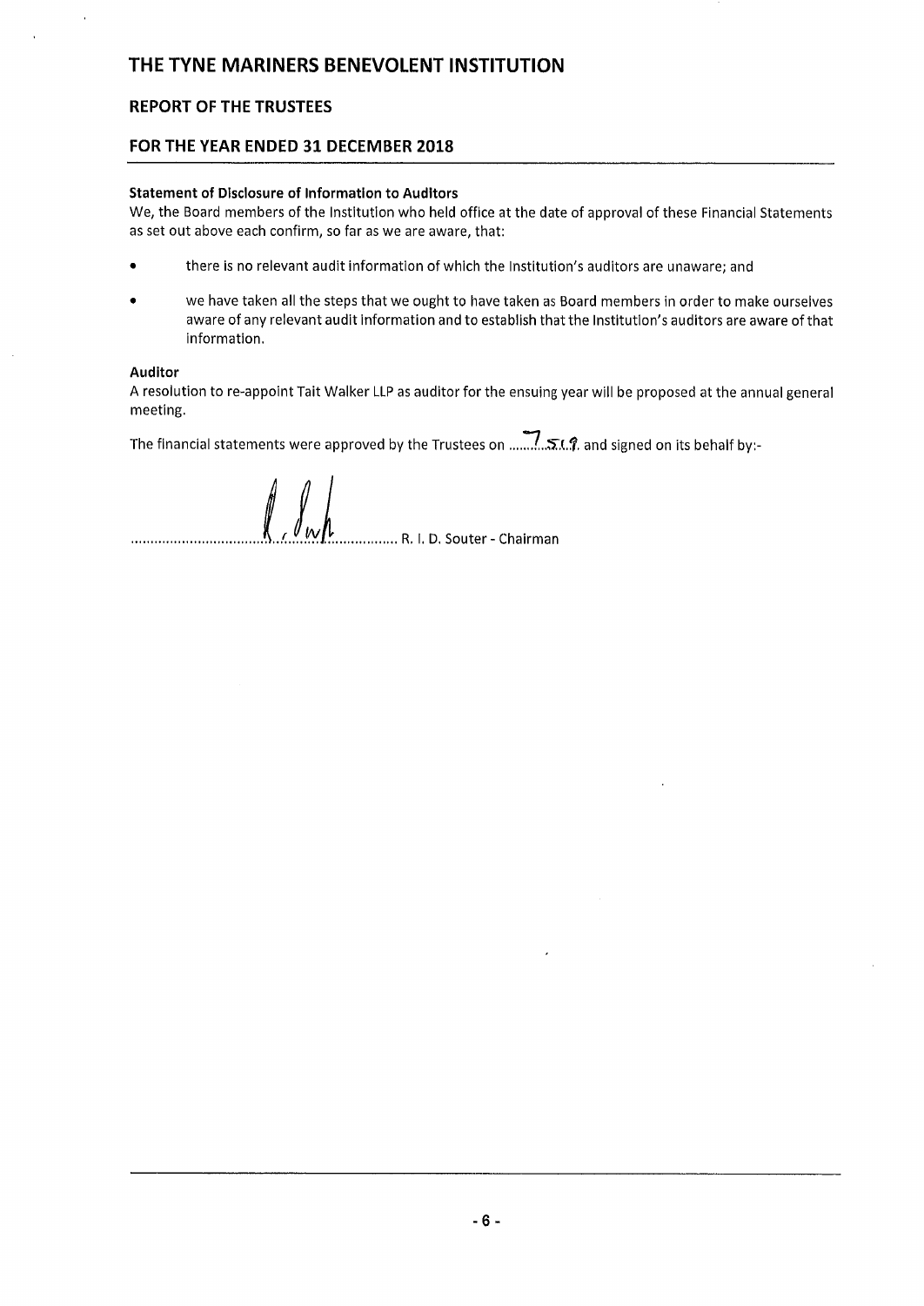# THE TYNE MARINERS BENEVOLENT INSTITUTION

## REPORT OF THE TRUSTEES

## FOR THE YEAR ENDED 31 DECEMBER 2018

**Statement of Disclosure of Information to Auditors**

We, the Board members of the Institution who held office at the date of approval of these Financial Statements as set out above each confirm, so far as we are aware, that:

- there is no relevant audit information of which the Institution's auditors are unaware; and
- we have taken all the steps that we ought to have taken as Board members in order to make ourselves aware of any relevant audit information and to establish that the Institution's auditors are aware of that information.

**Auditor**

A resolution to re-appoint Tait Walker LLP as auditor for the ensuing year will be proposed at the annual general meeting.

The financial statements were approved by the Trustees on ........7.5.19. and signed on its behalf by:-

.................................................................. R. I. D. Souter - Chairman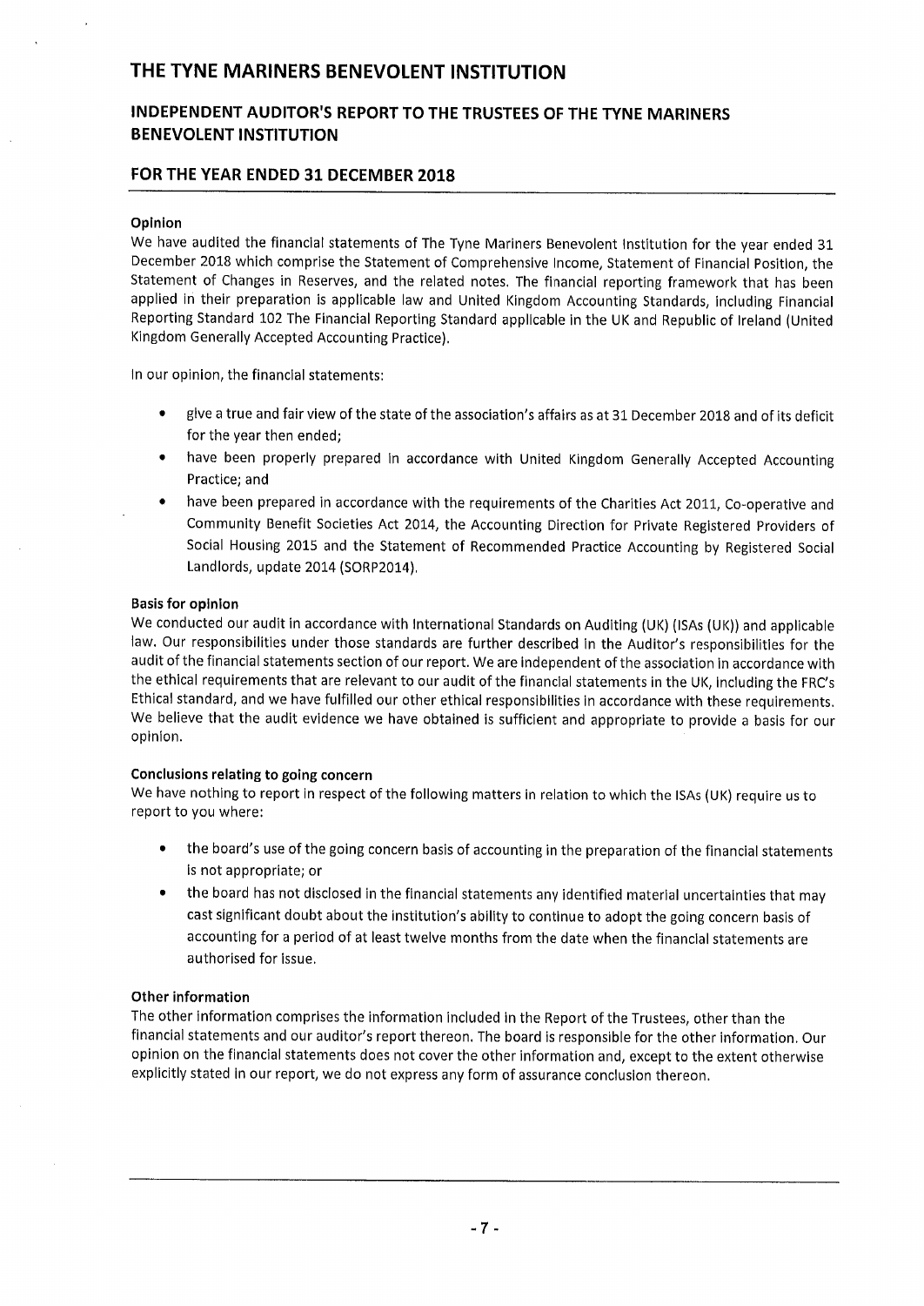# THE TYNE MARINERS BENEVOLENT INSTITUTION

## INDEPENDENT AUDITOR'S REPORT TO THE TRUSTEES OF THE TYNE MARINERS BENEVOLENT INSTITUTION

## FOR THE YEAR ENDED 31 DECEMBER 2018

### Opinion

We have audited the financial statements of The Tyne Mariners Benevolent Institution for the year ended 31 December 2018 which comprise the Statement of Comprehensive Income, Statement of Financial Position, the Statement of Changes in Reserves, and the related notes. The financial reporting framework that has been applied in their preparation is applicable law and United Kingdom Accounting Standards, including Financial Reporting Standard 102 The Financial Reporting Standard applicable in the UK and Republic of Ireland (United Kingdom Generally Accepted Accounting Practice).

In our opinion, the financial statements:

- give a true and fair view of the state of the association's affairs as at 31 December 2018 and of its deficit for the year then ended;
- have been properly prepared in accordance with United Kingdom Generally Accepted Accounting Practice; and
- have been prepared in accordance with the requirements of the Charities Act 2011, Co-operative and Community Benefit Societies Act 2014, the Accounting Direction for Private Registered Providers of Social Housing 2015 and the Statement of Recommended Practice Accounting by Registered Social Landlords, update 2014 (SORP2014).

### Basis for opinion

We conducted our audit in accordance with International Standards on Auditing (UK) (ISAs (UK)) and applicable law. Our responsibilities under those standards are further described in the Auditor's responsibilities for the audit of the financial statements section of our report. We are independent of the association in accordance with the ethical requirements that are relevant to our audit of the financial statements in the UK, including the FRC's Ethical standard, and we have fulfilled our other ethical responsibilities in accordance with these requirements. We believe that the audit evidence we have obtained is sufficient and appropriate to provide a basis for our opinion.

### Conclusions relating to going concern

We have nothing to report in respect of the following matters in relation to which the ISAs (UK) require us to report to you where:

- the board's use of the going concern basis of accounting in the preparation of the financial statements is not appropriate; or
- the board has not disclosed in the financial statements any identified material uncertainties that may cast significant doubt about the institution's ability to continue to adopt the going concern basis of accounting for a period of at least twelve months from the date when the financial statements are authorised for issue.

### Other information

The other information comprises the information included in the Report of the Trustees, other than the financial statements and our auditor's report thereon. The board is responsible for the other information. Our opinion on the financial statements does not cover the other information and, except to the extent otherwise explicitly stated in our report, we do not express any form of assurance conclusion thereon.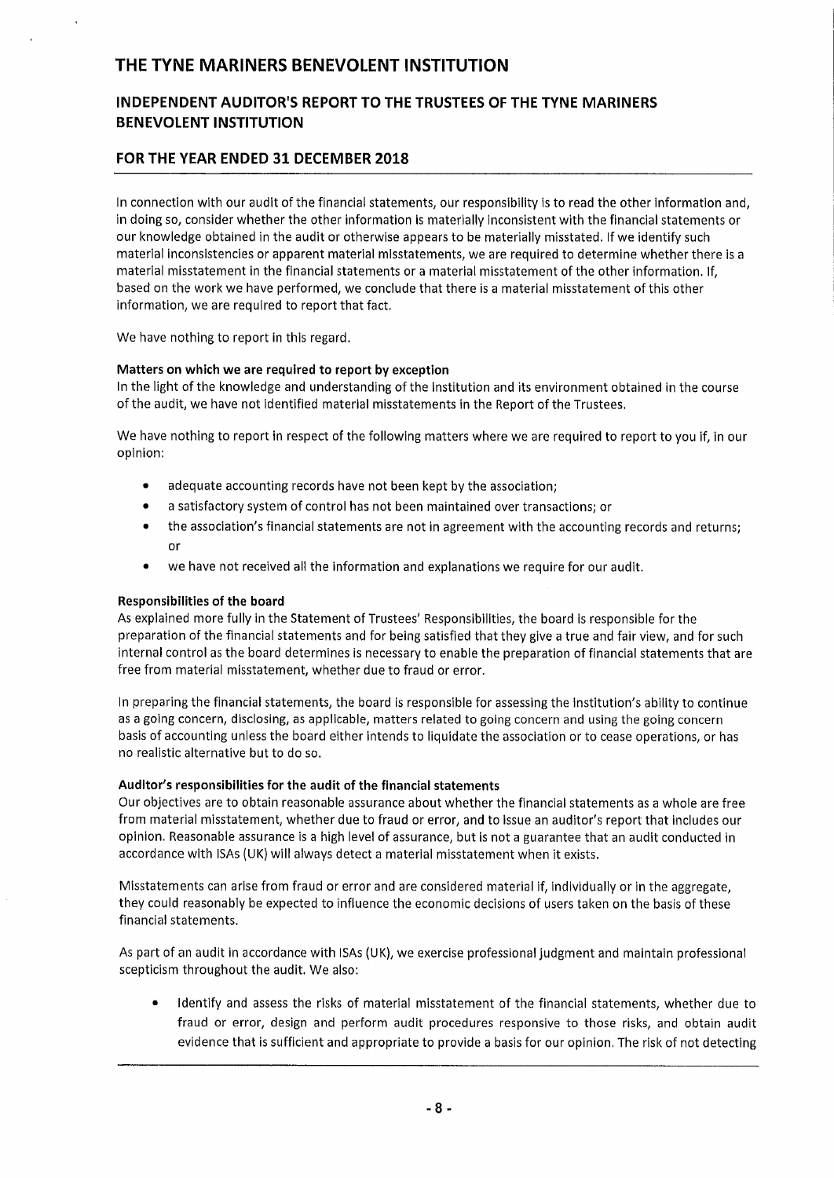# THE TYNE MARINERS BENEVOLENT INSTITUTION

## INDEPENDENT AUDITOR'S REPORT TO THE TRUSTEES OF THE TYNE MARINERS BENEVOLENT INSTITUTION

## FOR THE YEAR ENDED 31 DECEMBER 2018

In connection with our audit of the financial statements, our responsibility is to read the other information and, in doing so, consider whether the other information is materially inconsistent with the financial statements or our knowledge obtained in the audit or otherwise appears to be materially misstated. If we identify such material inconsistencies or apparent material misstatements, we are required to determine whether there is a material misstatement in the financial statements or a material misstatement of the other information. If, based on the work we have performed, we conclude that there is a material misstatement of this other information, we are required to report that fact.

We have nothing to report in this regard.

**Matters on which we are required to report by exception**

In the light of the knowledge and understanding of the Institution and its environment obtained in the course of the audit, we have not identified material misstatements in the Report of the Trustees.

We have nothing to report in respect of the following matters where we are required to report to you if, in our opinion:

- adequate accounting records have not been kept by the association;
- a satisfactory system of control has not been maintained over transactions; or
- the association's financial statements are not in agreement with the accounting records and returns; or
- we have not received all the information and explanations we require for our audit.

**Responsibilities of the board**

As explained more fully in the Statement of Trustees' Responsibilities, the board is responsible for the preparation of the financial statements and for being satisfied that they give a true and fair view, and for such internal control as the board determines is necessary to enable the preparation of financial statements that are free from material misstatement, whether due to fraud or error.

In preparing the financial statements, the board is responsible for assessing the Institution's ability to continue as a going concern, disclosing, as applicable, matters related to going concern and using the going concern basis of accounting unless the board either intends to liquidate the association or to cease operations, or has no realistic alternative but to do so.

**Auditor's responsibilities for the audit of the financial statements**

Our objectives are to obtain reasonable assurance about whether the financial statements as a whole are free from material misstatement, whether due to fraud or error, and to issue an auditor's report that includes our opinion. Reasonable assurance is a high level of assurance, but is not a guarantee that an audit conducted in accordance with ISAs (UK) will always detect a material misstatement when it exists.

Misstatements can arise from fraud or error and are considered material if, individually or in the aggregate, they could reasonably be expected to influence the economic decisions of users taken on the basis of these financial statements.

As part of an audit in accordance with ISAs (UK), we exercise professional judgment and maintain professional scepticism throughout the audit. We also:

- Identify and assess the risks of material misstatement of the financial statements, whether due to fraud or error, design and perform audit procedures responsive to those risks, and obtain audit evidence that is sufficient and appropriate to provide a basis for our opinion. The risk of not detecting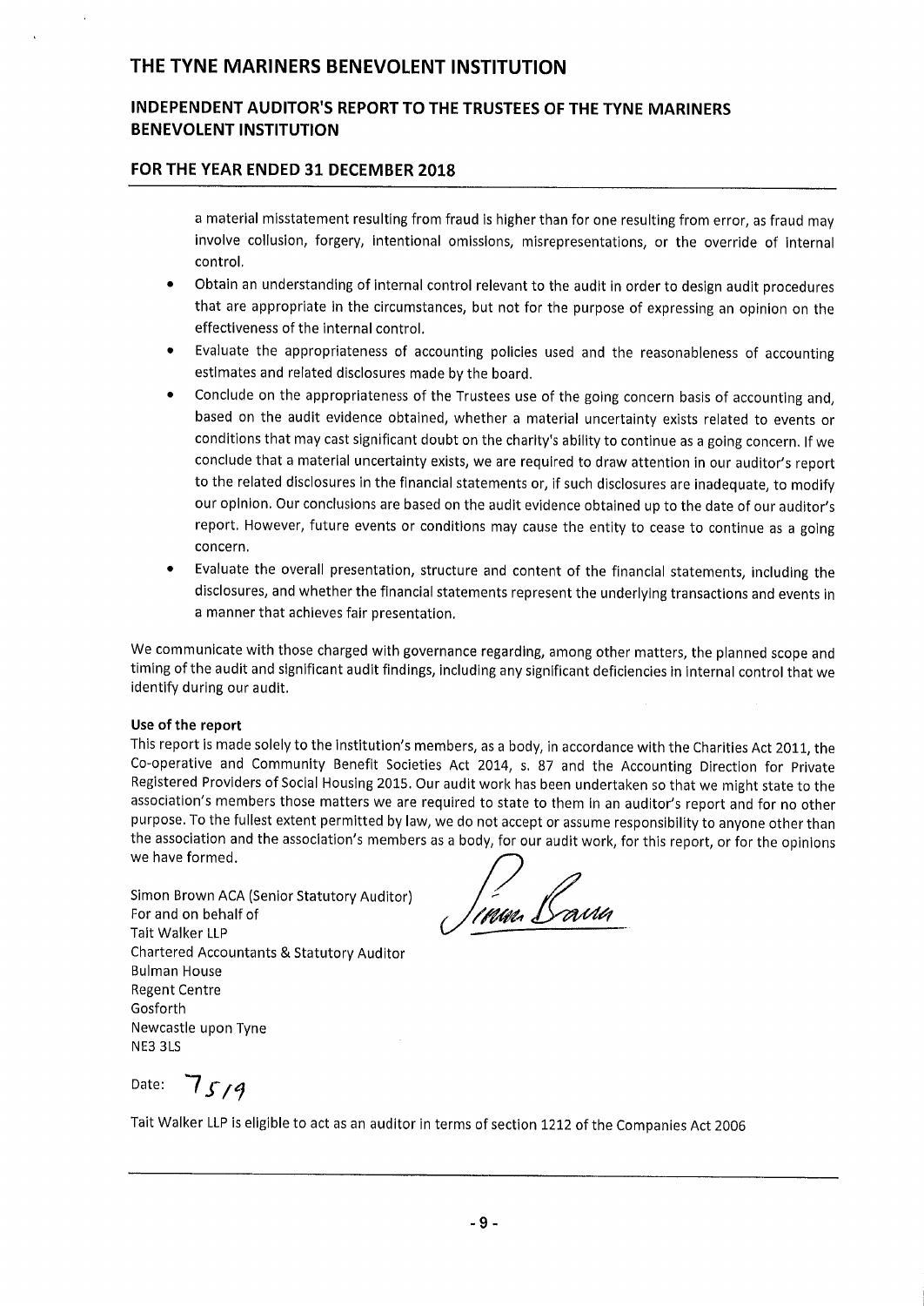a material misstatement resulting from fraud is higher than for one resulting from error, as fraud may involve collusion, forgery, intentional omissions, misrepresentations, or the override of internal control.

- Obtain an understanding of internal control relevant to the audit in order to design audit procedures that are appropriate in the circumstances, but not for the purpose of expressing an opinion on the effectiveness of the internal control.
- Evaluate the appropriateness of accounting policies used and the reasonableness of accounting estimates and related disclosures made by the board.
- Conclude on the appropriateness of the Trustees use of the going concern basis of accounting and, based on the audit evidence obtained, whether a material uncertainty exists related to events or conditions that may cast significant doubt on the charity's ability to continue as a going concern. If we conclude that a material uncertainty exists, we are required to draw attention in our auditor's report to the related disclosures in the financial statements or, if such disclosures are inadequate, to modify our opinion. Our conclusions are based on the audit evidence obtained up to the date of our auditor's report. However, future events or conditions may cause the entity to cease to continue as a going concern.
- Evaluate the overall presentation, structure and content of the financial statements, including the disclosures, and whether the financial statements represent the underlying transactions and events in a manner that achieves fair presentation.

We communicate with those charged with governance regarding, among other matters, the planned scope and timing of the audit and significant audit findings, including any significant deficiencies in internal control that we identify during our audit.

**Use of the report**

This report is made solely to the Institution's members, as a body, in accordance with the Charities Act 2011, the Co-operative and Community Benefit Societies Act 2014, s. 87 and the Accounting Direction for Private Registered Providers of Social Housing 2015. Our audit work has been undertaken so that we might state to the association's members those matters we are required to state to them in an auditor's report and for no other purpose. To the fullest extent permitted by law, we do not accept or assume responsibility to anyone other than the association and the association's members as a body, for our audit work, for this report, or for the opinions we have formed.

Simon Brown ACA (Senior Statutory Auditor)
For and on behalf of
Tait Walker LLP
Chartered Accountants & Statutory Auditor
Bulman House
Regent Centre
Gosforth
Newcastle upon Tyne
NE3 3LS

Date: 7/5/19

Tait Walker LLP is eligible to act as an auditor in terms of section 1212 of the Companies Act 2006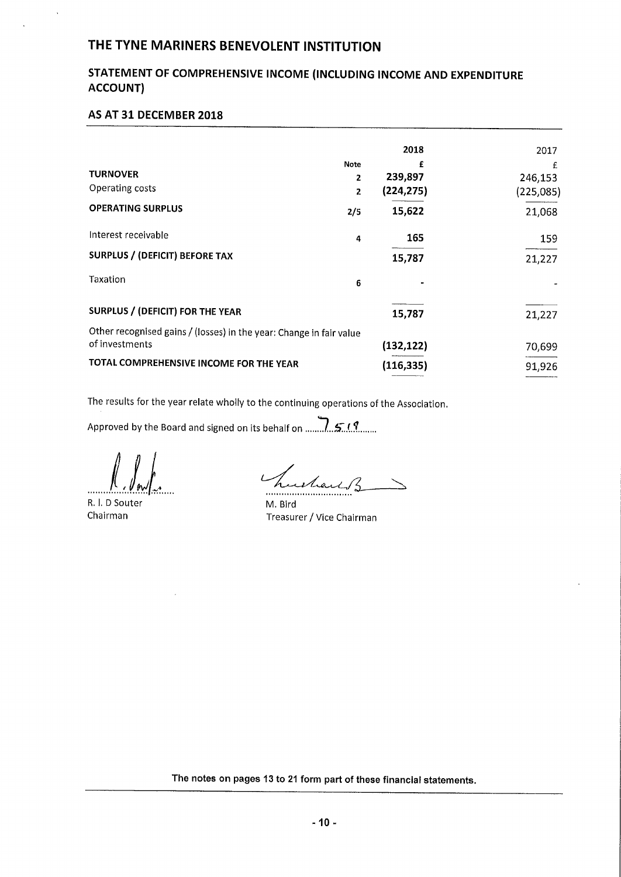# THE TYNE MARINERS BENEVOLENT INSTITUTION

## STATEMENT OF COMPREHENSIVE INCOME (INCLUDING INCOME AND EXPENDITURE ACCOUNT)

### AS AT 31 DECEMBER 2018

| | Note | 2018 | 2017 |
|---|---|---|---|
| | | £ | £ |
| **TURNOVER** | 2 | 239,897 | 246,153 |
| Operating costs | 2 | (224,275) | (225,085) |
| **OPERATING SURPLUS** | 2/5 | 15,622 | 21,068 |
| Interest receivable | 4 | 165 | 159 |
| **SURPLUS / (DEFICIT) BEFORE TAX** | | 15,787 | 21,227 |
| Taxation | 6 | - | - |
| **SURPLUS / (DEFICIT) FOR THE YEAR** | | 15,787 | 21,227 |
| Other recognised gains / (losses) in the year: Change in fair value of investments | | (132,122) | 70,699 |
| **TOTAL COMPREHENSIVE INCOME FOR THE YEAR** | | (116,335) | 91,926 |

The results for the year relate wholly to the continuing operations of the Association.

Approved by the Board and signed on its behalf on 7.5.19

R. I. D Souter
Chairman

M. Bird
Treasurer / Vice Chairman

The notes on pages 13 to 21 form part of these financial statements.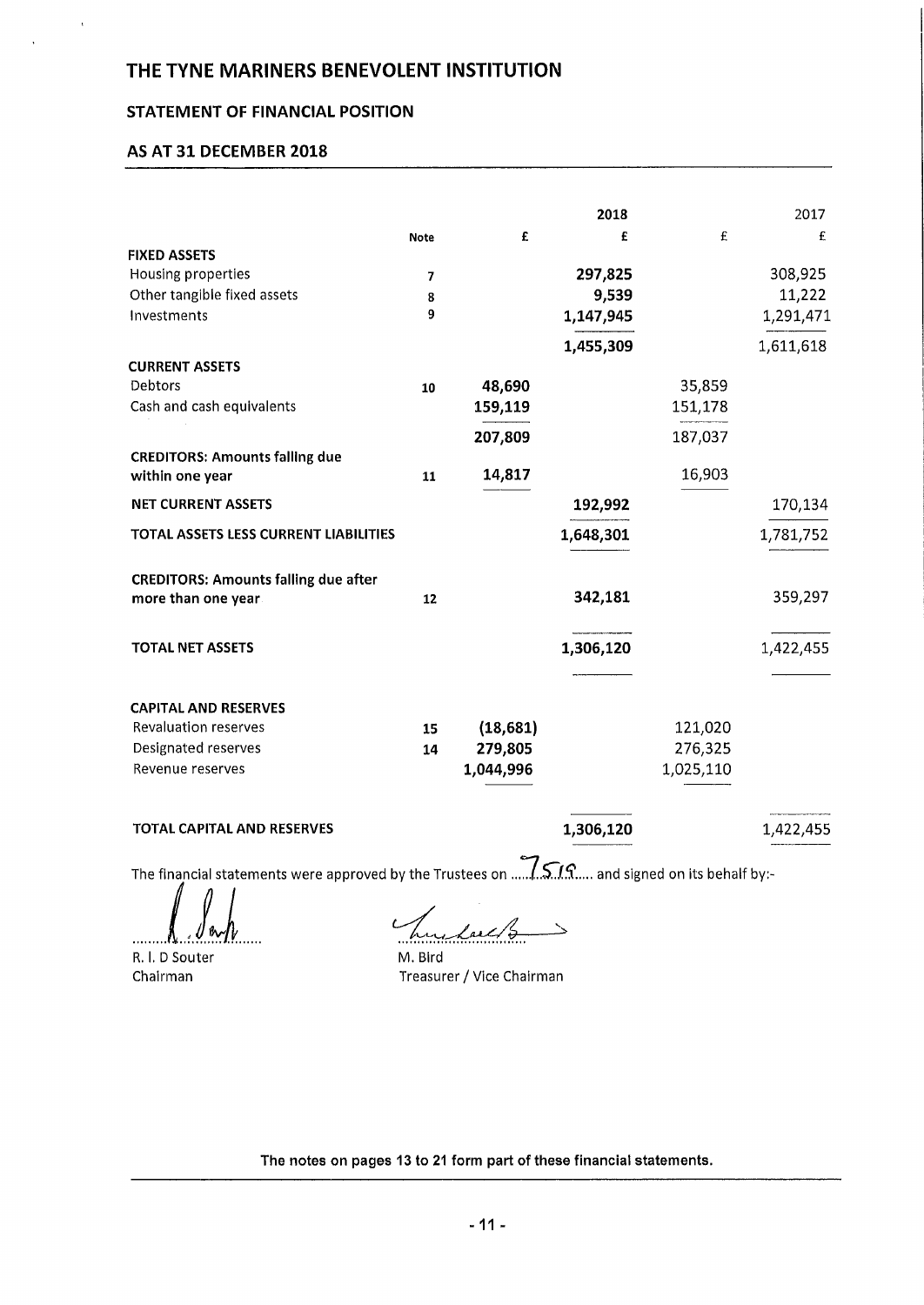# THE TYNE MARINERS BENEVOLENT INSTITUTION

## STATEMENT OF FINANCIAL POSITION

### AS AT 31 DECEMBER 2018

| | Note | 2018 £ | 2018 £ | 2017 £ | 2017 £ |
|---|---|---|---|---|---|
| **FIXED ASSETS** | | | | | |
| Housing properties | 7 | | **297,825** | | 308,925 |
| Other tangible fixed assets | 8 | | **9,539** | | 11,222 |
| Investments | 9 | | **1,147,945** | | 1,291,471 |
| | | | **1,455,309** | | 1,611,618 |
| **CURRENT ASSETS** | | | | | |
| Debtors | 10 | **48,690** | | 35,859 | |
| Cash and cash equivalents | | **159,119** | | 151,178 | |
| | | **207,809** | | 187,037 | |
| **CREDITORS: Amounts falling due within one year** | 11 | **14,817** | | 16,903 | |
| **NET CURRENT ASSETS** | | | **192,992** | | 170,134 |
| **TOTAL ASSETS LESS CURRENT LIABILITIES** | | | **1,648,301** | | 1,781,752 |
| **CREDITORS: Amounts falling due after more than one year** | 12 | | **342,181** | | 359,297 |
| **TOTAL NET ASSETS** | | | **1,306,120** | | 1,422,455 |
| **CAPITAL AND RESERVES** | | | | | |
| Revaluation reserves | 15 | **(18,681)** | | 121,020 | |
| Designated reserves | 14 | **279,805** | | 276,325 | |
| Revenue reserves | | **1,044,996** | | 1,025,110 | |
| **TOTAL CAPITAL AND RESERVES** | | | **1,306,120** | | 1,422,455 |

The financial statements were approved by the Trustees on 7.5.19 and signed on its behalf by:-

R. I. D Souter
Chairman

M. Bird
Treasurer / Vice Chairman

**The notes on pages 13 to 21 form part of these financial statements.**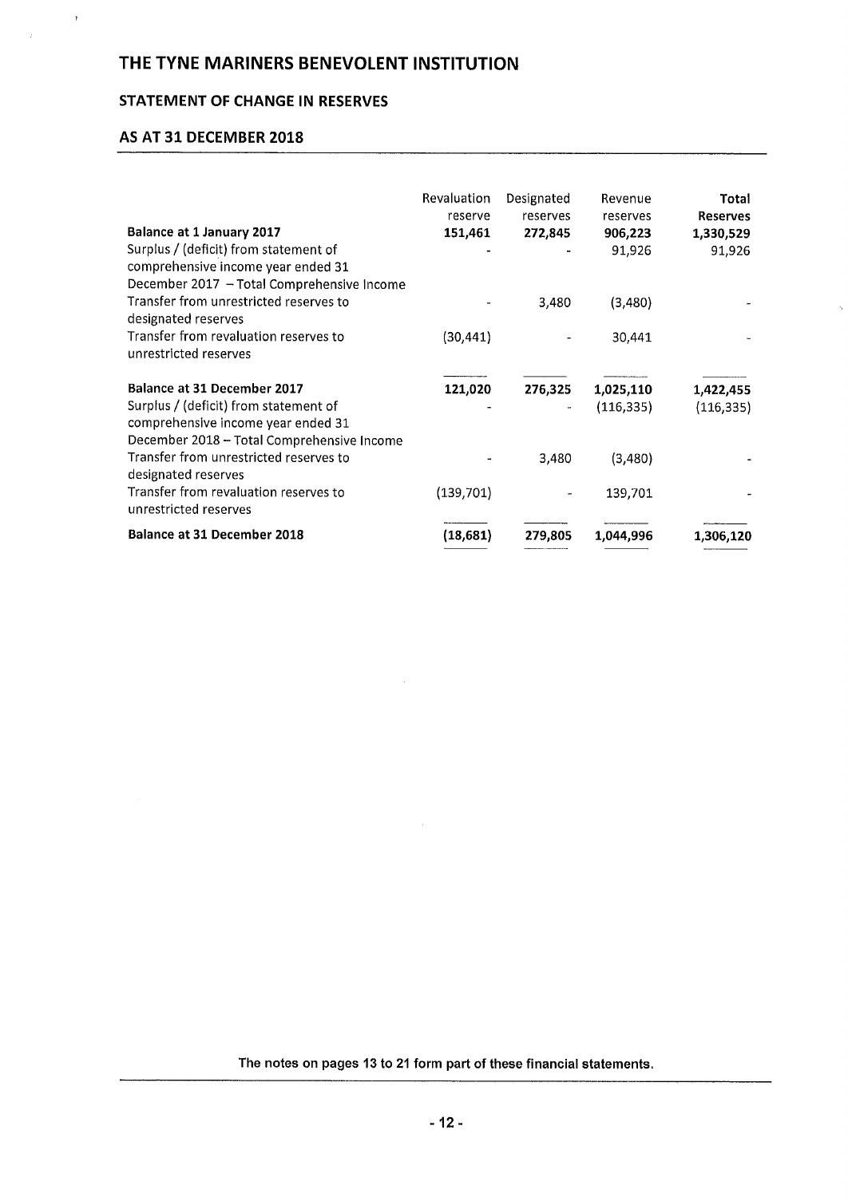# THE TYNE MARINERS BENEVOLENT INSTITUTION

## STATEMENT OF CHANGE IN RESERVES

## AS AT 31 DECEMBER 2018

| | Revaluation reserve | Designated reserves | Revenue reserves | **Total Reserves** |
|---|---|---|---|---|
| **Balance at 1 January 2017** | **151,461** | **272,845** | **906,223** | **1,330,529** |
| Surplus / (deficit) from statement of comprehensive income year ended 31 December 2017 – Total Comprehensive Income | - | - | 91,926 | 91,926 |
| Transfer from unrestricted reserves to designated reserves | - | 3,480 | (3,480) | - |
| Transfer from revaluation reserves to unrestricted reserves | (30,441) | - | 30,441 | - |
| **Balance at 31 December 2017** | **121,020** | **276,325** | **1,025,110** | **1,422,455** |
| Surplus / (deficit) from statement of comprehensive income year ended 31 December 2018 – Total Comprehensive Income | - | - | (116,335) | (116,335) |
| Transfer from unrestricted reserves to designated reserves | - | 3,480 | (3,480) | - |
| Transfer from revaluation reserves to unrestricted reserves | (139,701) | - | 139,701 | - |
| **Balance at 31 December 2018** | **(18,681)** | **279,805** | **1,044,996** | **1,306,120** |

**The notes on pages 13 to 21 form part of these financial statements.**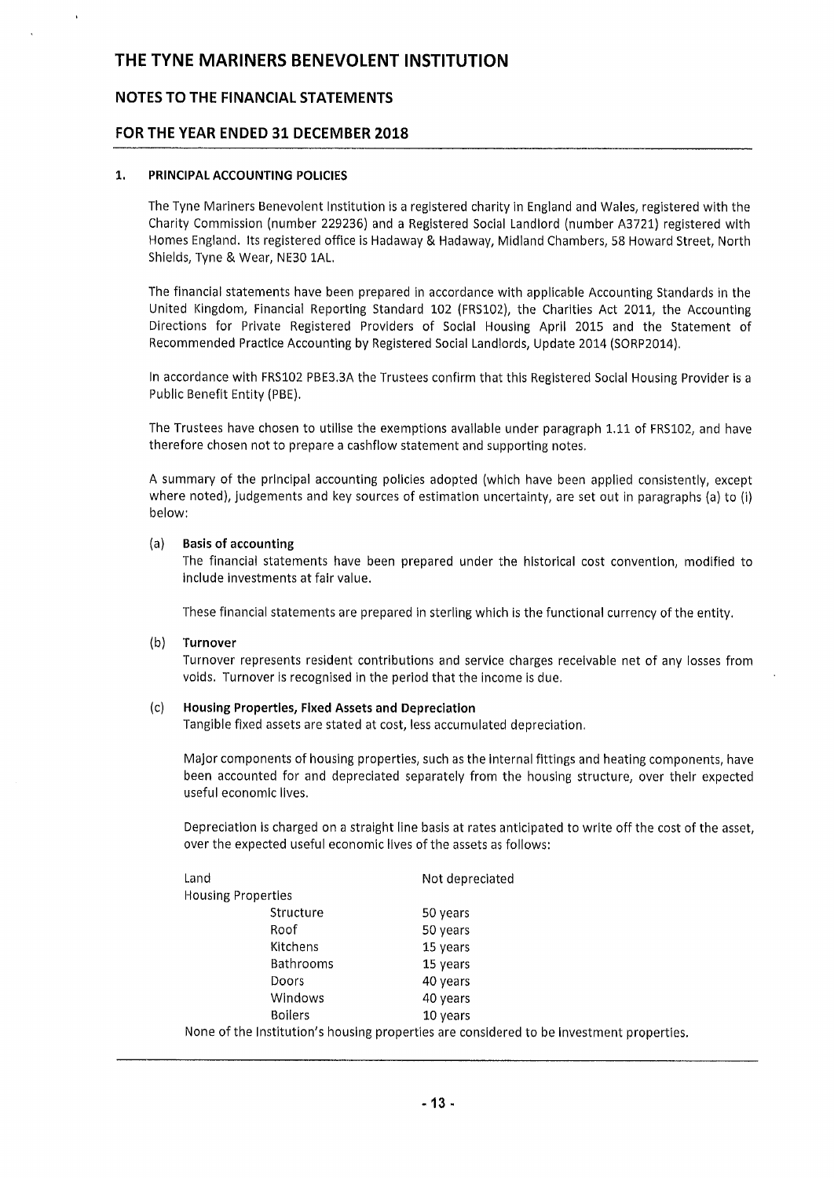# THE TYNE MARINERS BENEVOLENT INSTITUTION

## NOTES TO THE FINANCIAL STATEMENTS

## FOR THE YEAR ENDED 31 DECEMBER 2018

### 1. PRINCIPAL ACCOUNTING POLICIES

The Tyne Mariners Benevolent Institution is a registered charity in England and Wales, registered with the Charity Commission (number 229236) and a Registered Social Landlord (number A3721) registered with Homes England. Its registered office is Hadaway & Hadaway, Midland Chambers, 58 Howard Street, North Shields, Tyne & Wear, NE30 1AL.

The financial statements have been prepared in accordance with applicable Accounting Standards in the United Kingdom, Financial Reporting Standard 102 (FRS102), the Charities Act 2011, the Accounting Directions for Private Registered Providers of Social Housing April 2015 and the Statement of Recommended Practice Accounting by Registered Social Landlords, Update 2014 (SORP2014).

In accordance with FRS102 PBE3.3A the Trustees confirm that this Registered Social Housing Provider is a Public Benefit Entity (PBE).

The Trustees have chosen to utilise the exemptions available under paragraph 1.11 of FRS102, and have therefore chosen not to prepare a cashflow statement and supporting notes.

A summary of the principal accounting policies adopted (which have been applied consistently, except where noted), judgements and key sources of estimation uncertainty, are set out in paragraphs (a) to (i) below:

**(a) Basis of accounting**

The financial statements have been prepared under the historical cost convention, modified to include investments at fair value.

These financial statements are prepared in sterling which is the functional currency of the entity.

**(b) Turnover**

Turnover represents resident contributions and service charges receivable net of any losses from voids. Turnover is recognised in the period that the income is due.

**(c) Housing Properties, Fixed Assets and Depreciation**

Tangible fixed assets are stated at cost, less accumulated depreciation.

Major components of housing properties, such as the internal fittings and heating components, have been accounted for and depreciated separately from the housing structure, over their expected useful economic lives.

Depreciation is charged on a straight line basis at rates anticipated to write off the cost of the asset, over the expected useful economic lives of the assets as follows:

| | |
|---|---|
| Land | Not depreciated |
| Housing Properties | |
| Structure | 50 years |
| Roof | 50 years |
| Kitchens | 15 years |
| Bathrooms | 15 years |
| Doors | 40 years |
| Windows | 40 years |
| Boilers | 10 years |

None of the Institution's housing properties are considered to be investment properties.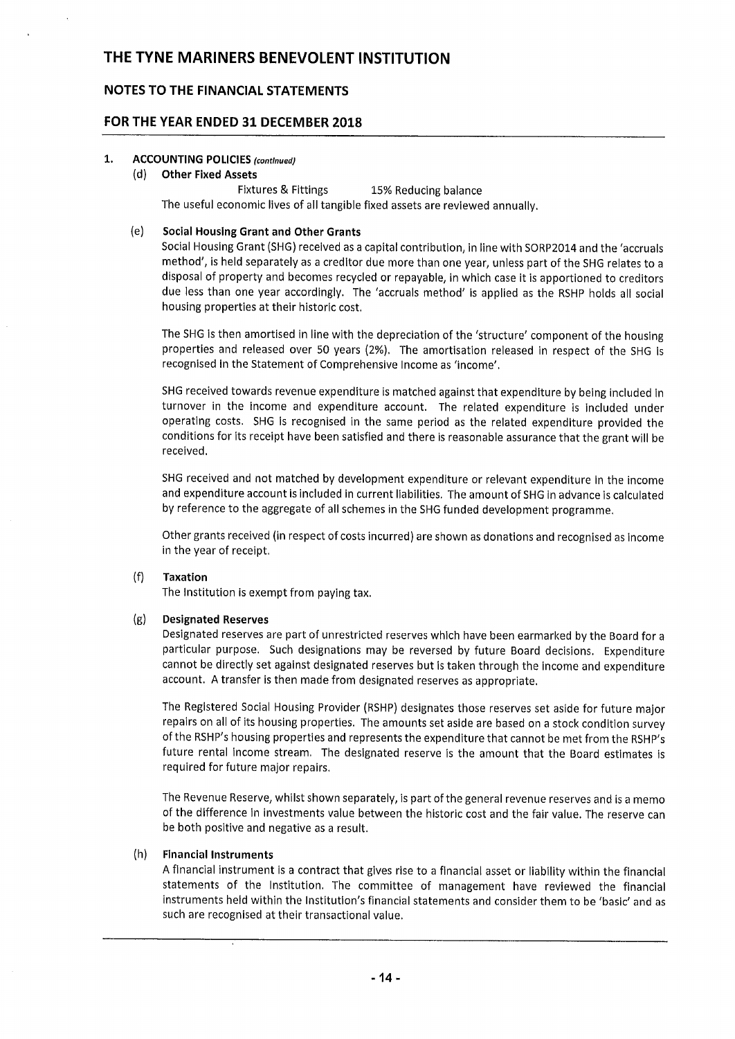# THE TYNE MARINERS BENEVOLENT INSTITUTION

## NOTES TO THE FINANCIAL STATEMENTS

## FOR THE YEAR ENDED 31 DECEMBER 2018

**1. ACCOUNTING POLICIES** *(continued)*

**(d) Other Fixed Assets**

Fixtures & Fittings 15% Reducing balance

The useful economic lives of all tangible fixed assets are reviewed annually.

**(e) Social Housing Grant and Other Grants**

Social Housing Grant (SHG) received as a capital contribution, in line with SORP2014 and the 'accruals method', is held separately as a creditor due more than one year, unless part of the SHG relates to a disposal of property and becomes recycled or repayable, in which case it is apportioned to creditors due less than one year accordingly. The 'accruals method' is applied as the RSHP holds all social housing properties at their historic cost.

The SHG is then amortised in line with the depreciation of the 'structure' component of the housing properties and released over 50 years (2%). The amortisation released in respect of the SHG is recognised in the Statement of Comprehensive Income as 'income'.

SHG received towards revenue expenditure is matched against that expenditure by being included in turnover in the income and expenditure account. The related expenditure is included under operating costs. SHG is recognised in the same period as the related expenditure provided the conditions for its receipt have been satisfied and there is reasonable assurance that the grant will be received.

SHG received and not matched by development expenditure or relevant expenditure in the income and expenditure account is included in current liabilities. The amount of SHG in advance is calculated by reference to the aggregate of all schemes in the SHG funded development programme.

Other grants received (in respect of costs incurred) are shown as donations and recognised as income in the year of receipt.

**(f) Taxation**

The Institution is exempt from paying tax.

**(g) Designated Reserves**

Designated reserves are part of unrestricted reserves which have been earmarked by the Board for a particular purpose. Such designations may be reversed by future Board decisions. Expenditure cannot be directly set against designated reserves but is taken through the income and expenditure account. A transfer is then made from designated reserves as appropriate.

The Registered Social Housing Provider (RSHP) designates those reserves set aside for future major repairs on all of its housing properties. The amounts set aside are based on a stock condition survey of the RSHP's housing properties and represents the expenditure that cannot be met from the RSHP's future rental income stream. The designated reserve is the amount that the Board estimates is required for future major repairs.

The Revenue Reserve, whilst shown separately, is part of the general revenue reserves and is a memo of the difference in investments value between the historic cost and the fair value. The reserve can be both positive and negative as a result.

**(h) Financial Instruments**

A financial instrument is a contract that gives rise to a financial asset or liability within the financial statements of the Institution. The committee of management have reviewed the financial instruments held within the Institution's financial statements and consider them to be 'basic' and as such are recognised at their transactional value.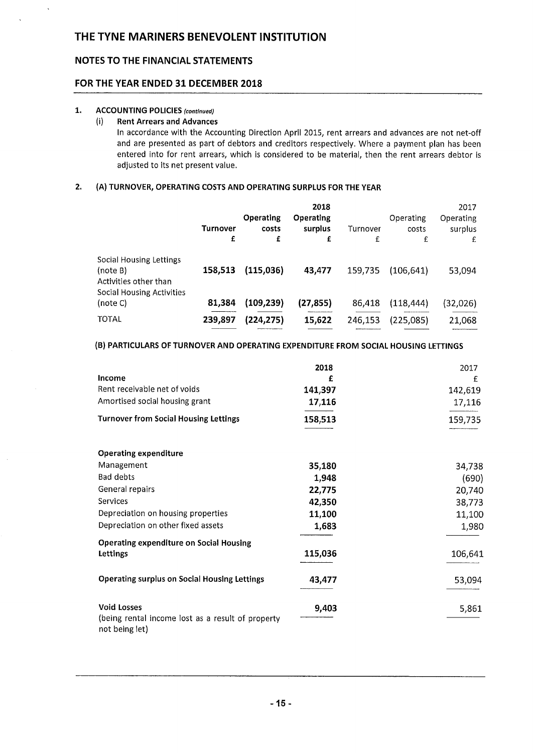# THE TYNE MARINERS BENEVOLENT INSTITUTION

## NOTES TO THE FINANCIAL STATEMENTS

## FOR THE YEAR ENDED 31 DECEMBER 2018

**1. ACCOUNTING POLICIES** *(continued)*

**(i) Rent Arrears and Advances**

In accordance with the Accounting Direction April 2015, rent arrears and advances are not net-off and are presented as part of debtors and creditors respectively. Where a payment plan has been entered into for rent arrears, which is considered to be material, then the rent arrears debtor is adjusted to its net present value.

**2. (A) TURNOVER, OPERATING COSTS AND OPERATING SURPLUS FOR THE YEAR**

| | **Turnover** £ | **Operating costs** £ | **2018 Operating surplus** £ | Turnover £ | Operating costs £ | 2017 Operating surplus £ |
|---|---|---|---|---|---|---|
| Social Housing Lettings (note B) | **158,513** | **(115,036)** | **43,477** | 159,735 | (106,641) | 53,094 |
| Activities other than Social Housing Activities (note C) | **81,384** | **(109,239)** | **(27,855)** | 86,418 | (118,444) | (32,026) |
| TOTAL | **239,897** | **(224,275)** | **15,622** | 246,153 | (225,085) | 21,068 |

**(B) PARTICULARS OF TURNOVER AND OPERATING EXPENDITURE FROM SOCIAL HOUSING LETTINGS**

| | **2018** £ | 2017 £ |
|---|---|---|
| **Income** | | |
| Rent receivable net of voids | **141,397** | 142,619 |
| Amortised social housing grant | **17,116** | 17,116 |
| **Turnover from Social Housing Lettings** | **158,513** | 159,735 |
| | | |
| **Operating expenditure** | | |
| Management | **35,180** | 34,738 |
| Bad debts | **1,948** | (690) |
| General repairs | **22,775** | 20,740 |
| Services | **42,350** | 38,773 |
| Depreciation on housing properties | **11,100** | 11,100 |
| Depreciation on other fixed assets | **1,683** | 1,980 |
| **Operating expenditure on Social Housing Lettings** | **115,036** | 106,641 |
| | | |
| **Operating surplus on Social Housing Lettings** | **43,477** | 53,094 |
| | | |
| **Void Losses** (being rental income lost as a result of property not being let) | **9,403** | 5,861 |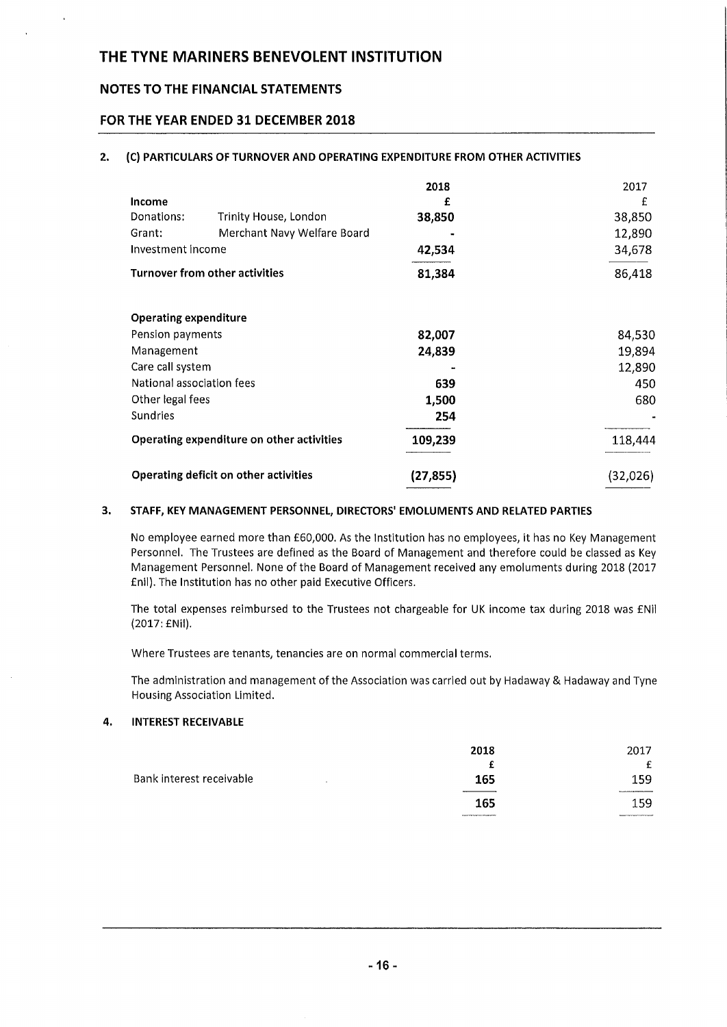# THE TYNE MARINERS BENEVOLENT INSTITUTION

## NOTES TO THE FINANCIAL STATEMENTS

## FOR THE YEAR ENDED 31 DECEMBER 2018

### 2. (C) PARTICULARS OF TURNOVER AND OPERATING EXPENDITURE FROM OTHER ACTIVITIES

| | | 2018 | 2017 |
|---|---|---|---|
| **Income** | | **£** | £ |
| Donations: | Trinity House, London | **38,850** | 38,850 |
| Grant: | Merchant Navy Welfare Board | **-** | 12,890 |
| Investment income | | **42,534** | 34,678 |
| **Turnover from other activities** | | **81,384** | 86,418 |
| | | | |
| **Operating expenditure** | | | |
| Pension payments | | **82,007** | 84,530 |
| Management | | **24,839** | 19,894 |
| Care call system | | **-** | 12,890 |
| National association fees | | **639** | 450 |
| Other legal fees | | **1,500** | 680 |
| Sundries | | **254** | - |
| **Operating expenditure on other activities** | | **109,239** | 118,444 |
| | | | |
| **Operating deficit on other activities** | | **(27,855)** | (32,026) |

### 3. STAFF, KEY MANAGEMENT PERSONNEL, DIRECTORS' EMOLUMENTS AND RELATED PARTIES

No employee earned more than £60,000. As the Institution has no employees, it has no Key Management Personnel. The Trustees are defined as the Board of Management and therefore could be classed as Key Management Personnel. None of the Board of Management received any emoluments during 2018 (2017 £nil). The Institution has no other paid Executive Officers.

The total expenses reimbursed to the Trustees not chargeable for UK income tax during 2018 was £Nil (2017: £Nil).

Where Trustees are tenants, tenancies are on normal commercial terms.

The administration and management of the Association was carried out by Hadaway & Hadaway and Tyne Housing Association Limited.

### 4. INTEREST RECEIVABLE

| | 2018 | 2017 |
|---|---|---|
| | **£** | £ |
| Bank interest receivable | **165** | 159 |
| | **165** | 159 |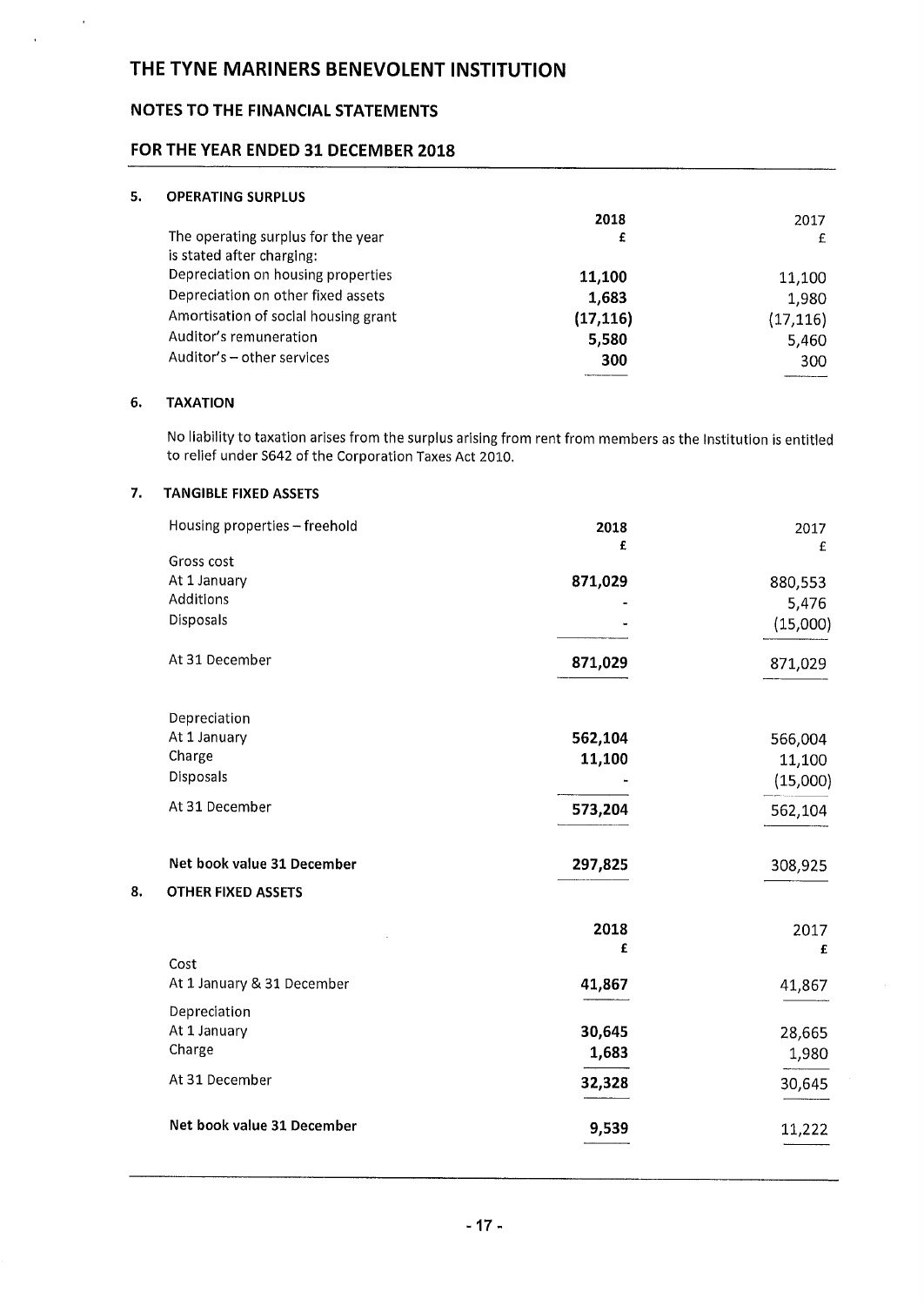# THE TYNE MARINERS BENEVOLENT INSTITUTION

## NOTES TO THE FINANCIAL STATEMENTS

## FOR THE YEAR ENDED 31 DECEMBER 2018

### 5. OPERATING SURPLUS

| | 2018 | 2017 |
|---|---|---|
| The operating surplus for the year is stated after charging: | **£** | £ |
| Depreciation on housing properties | **11,100** | 11,100 |
| Depreciation on other fixed assets | **1,683** | 1,980 |
| Amortisation of social housing grant | **(17,116)** | (17,116) |
| Auditor's remuneration | **5,580** | 5,460 |
| Auditor's – other services | **300** | 300 |

### 6. TAXATION

No liability to taxation arises from the surplus arising from rent from members as the Institution is entitled to relief under S642 of the Corporation Taxes Act 2010.

### 7. TANGIBLE FIXED ASSETS

| Housing properties – freehold | 2018 | 2017 |
|---|---|---|
| | **£** | £ |
| Gross cost | | |
| At 1 January | **871,029** | 880,553 |
| Additions | **-** | 5,476 |
| Disposals | **-** | (15,000) |
| At 31 December | **871,029** | 871,029 |
| Depreciation | | |
| At 1 January | **562,104** | 566,004 |
| Charge | **11,100** | 11,100 |
| Disposals | **-** | (15,000) |
| At 31 December | **573,204** | 562,104 |
| **Net book value 31 December** | **297,825** | 308,925 |

### 8. OTHER FIXED ASSETS

| | 2018 | 2017 |
|---|---|---|
| | **£** | **£** |
| Cost | | |
| At 1 January & 31 December | **41,867** | 41,867 |
| Depreciation | | |
| At 1 January | **30,645** | 28,665 |
| Charge | **1,683** | 1,980 |
| At 31 December | **32,328** | 30,645 |
| **Net book value 31 December** | **9,539** | 11,222 |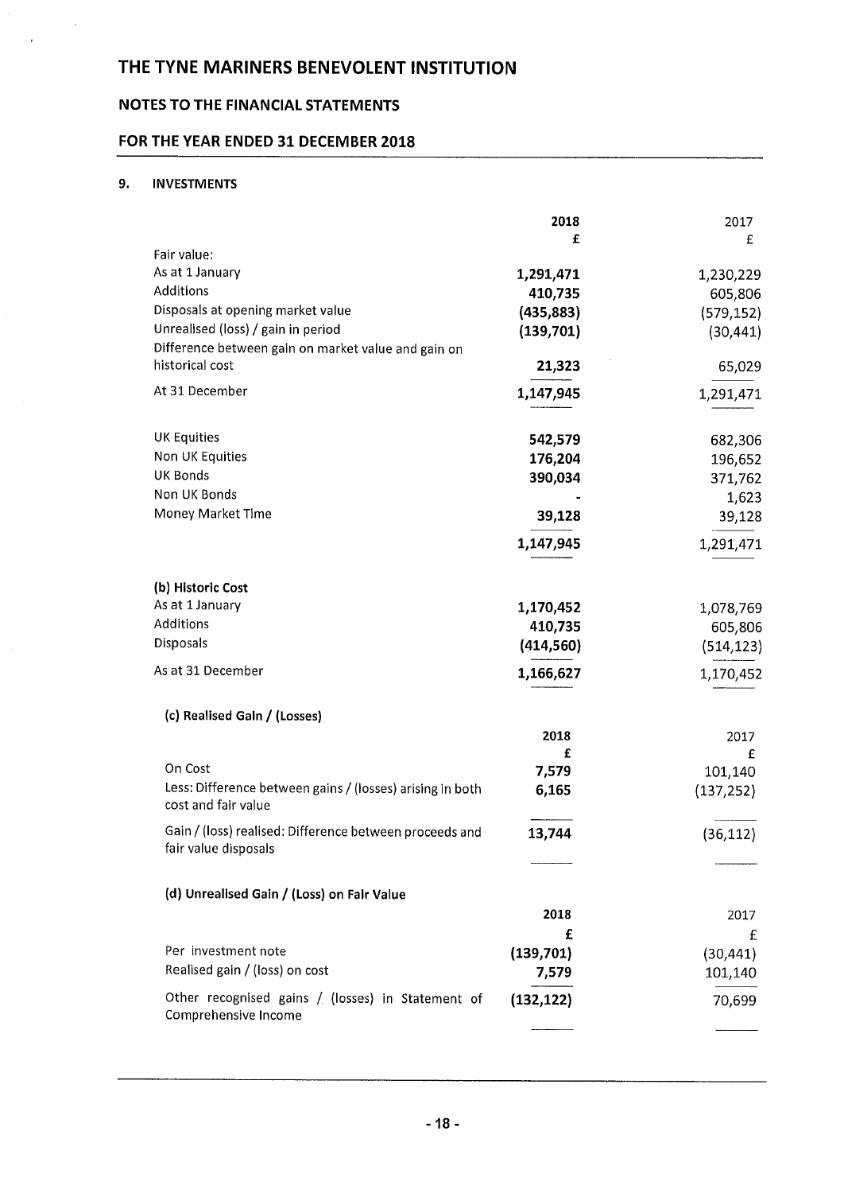# THE TYNE MARINERS BENEVOLENT INSTITUTION

## NOTES TO THE FINANCIAL STATEMENTS

## FOR THE YEAR ENDED 31 DECEMBER 2018

### 9. INVESTMENTS

| | 2018 | 2017 |
|---|---|---|
| | **£** | £ |
| Fair value: | | |
| As at 1 January | **1,291,471** | 1,230,229 |
| Additions | **410,735** | 605,806 |
| Disposals at opening market value | **(435,883)** | (579,152) |
| Unrealised (loss) / gain in period | **(139,701)** | (30,441) |
| Difference between gain on market value and gain on historical cost | **21,323** | 65,029 |
| At 31 December | **1,147,945** | 1,291,471 |
| | | |
| UK Equities | **542,579** | 682,306 |
| Non UK Equities | **176,204** | 196,652 |
| UK Bonds | **390,034** | 371,762 |
| Non UK Bonds | **-** | 1,623 |
| Money Market Time | **39,128** | 39,128 |
| | **1,147,945** | 1,291,471 |

| **(b) Historic Cost** | 2018 | 2017 |
|---|---|---|
| As at 1 January | **1,170,452** | 1,078,769 |
| Additions | **410,735** | 605,806 |
| Disposals | **(414,560)** | (514,123) |
| As at 31 December | **1,166,627** | 1,170,452 |

**(c) Realised Gain / (Losses)**

| | 2018 | 2017 |
|---|---|---|
| | **£** | £ |
| On Cost | **7,579** | 101,140 |
| Less: Difference between gains / (losses) arising in both cost and fair value | **6,165** | (137,252) |
| Gain / (loss) realised: Difference between proceeds and fair value disposals | **13,744** | (36,112) |

**(d) Unrealised Gain / (Loss) on Fair Value**

| | 2018 | 2017 |
|---|---|---|
| | **£** | £ |
| Per investment note | **(139,701)** | (30,441) |
| Realised gain / (loss) on cost | **7,579** | 101,140 |
| Other recognised gains / (losses) in Statement of Comprehensive Income | **(132,122)** | 70,699 |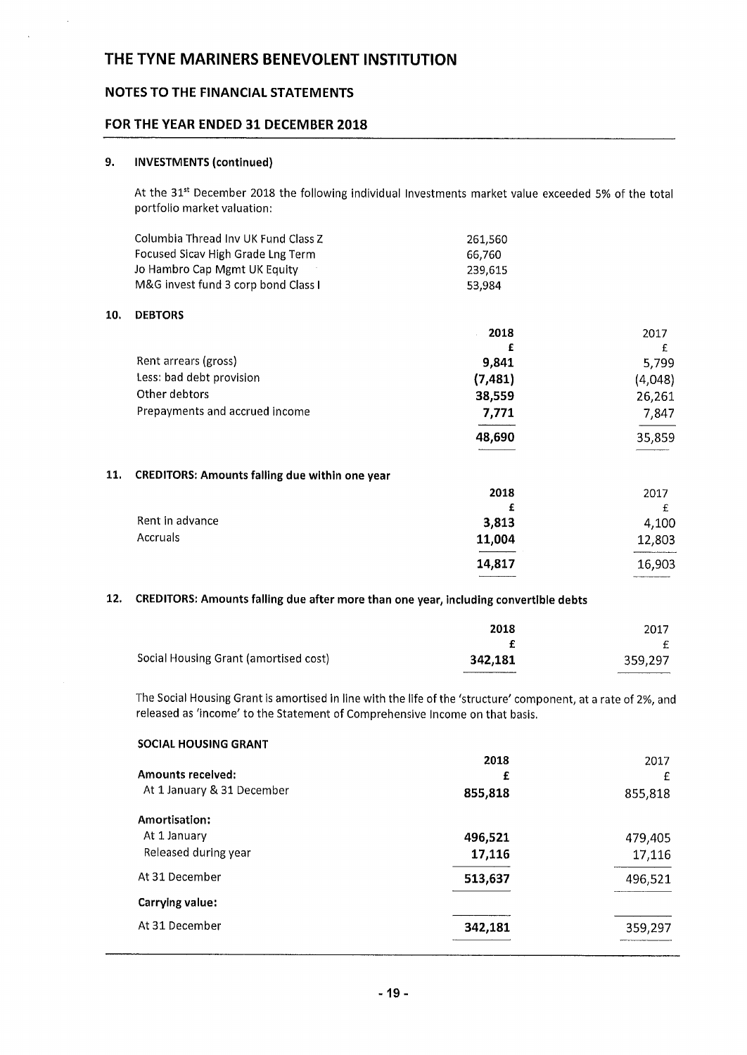# THE TYNE MARINERS BENEVOLENT INSTITUTION

## NOTES TO THE FINANCIAL STATEMENTS

## FOR THE YEAR ENDED 31 DECEMBER 2018

### 9. INVESTMENTS (continued)

At the 31st December 2018 the following individual Investments market value exceeded 5% of the total portfolio market valuation:

| | |
|---|---|
| Columbia Thread Inv UK Fund Class Z | 261,560 |
| Focused Sicav High Grade Lng Term | 66,760 |
| Jo Hambro Cap Mgmt UK Equity | 239,615 |
| M&G invest fund 3 corp bond Class I | 53,984 |

### 10. DEBTORS

| | 2018 | 2017 |
|---|---|---|
| | £ | £ |
| Rent arrears (gross) | **9,841** | 5,799 |
| Less: bad debt provision | **(7,481)** | (4,048) |
| Other debtors | **38,559** | 26,261 |
| Prepayments and accrued income | **7,771** | 7,847 |
| | **48,690** | 35,859 |

### 11. CREDITORS: Amounts falling due within one year

| | 2018 | 2017 |
|---|---|---|
| | £ | £ |
| Rent in advance | **3,813** | 4,100 |
| Accruals | **11,004** | 12,803 |
| | **14,817** | 16,903 |

### 12. CREDITORS: Amounts falling due after more than one year, including convertible debts

| | 2018 | 2017 |
|---|---|---|
| | £ | £ |
| Social Housing Grant (amortised cost) | **342,181** | 359,297 |

The Social Housing Grant is amortised in line with the life of the 'structure' component, at a rate of 2%, and released as 'income' to the Statement of Comprehensive Income on that basis.

**SOCIAL HOUSING GRANT**

| | 2018 | 2017 |
|---|---|---|
| **Amounts received:** | £ | £ |
| At 1 January & 31 December | **855,818** | 855,818 |
| **Amortisation:** | | |
| At 1 January | **496,521** | 479,405 |
| Released during year | **17,116** | 17,116 |
| At 31 December | **513,637** | 496,521 |
| **Carrying value:** | | |
| At 31 December | **342,181** | 359,297 |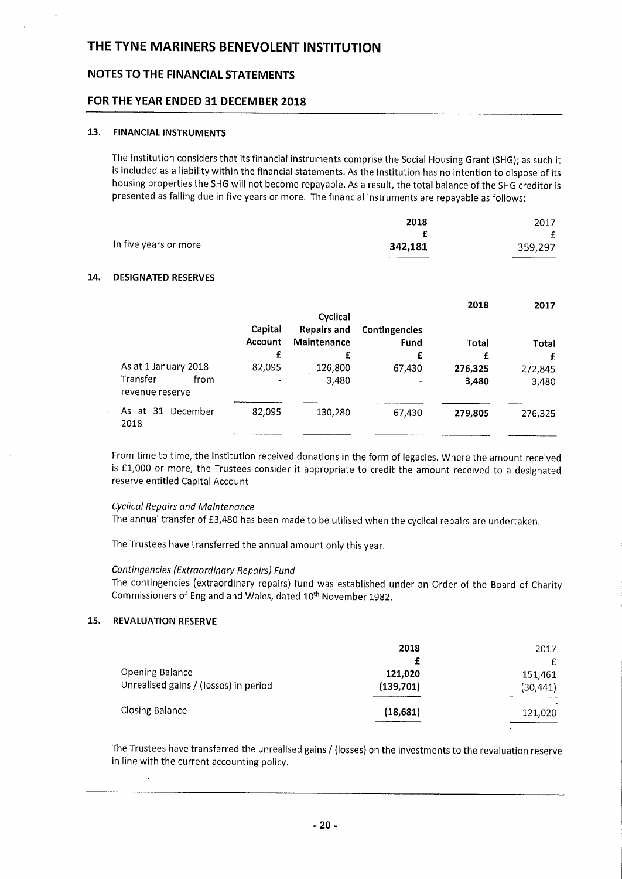# THE TYNE MARINERS BENEVOLENT INSTITUTION

## NOTES TO THE FINANCIAL STATEMENTS

## FOR THE YEAR ENDED 31 DECEMBER 2018

### 13. FINANCIAL INSTRUMENTS

The Institution considers that its financial instruments comprise the Social Housing Grant (SHG); as such it is included as a liability within the financial statements. As the Institution has no intention to dispose of its housing properties the SHG will not become repayable. As a result, the total balance of the SHG creditor is presented as falling due in five years or more. The financial instruments are repayable as follows:

| | 2018 | 2017 |
|---|---|---|
| | £ | £ |
| In five years or more | **342,181** | 359,297 |

### 14. DESIGNATED RESERVES

| | Capital Account | Cyclical Repairs and Maintenance | Contingencies Fund | 2018 Total | 2017 Total |
|---|---|---|---|---|---|
| | £ | £ | £ | £ | £ |
| As at 1 January 2018 | 82,095 | 126,800 | 67,430 | **276,325** | 272,845 |
| Transfer from revenue reserve | - | 3,480 | - | **3,480** | 3,480 |
| As at 31 December 2018 | 82,095 | 130,280 | 67,430 | **279,805** | 276,325 |

From time to time, the Institution received donations in the form of legacies. Where the amount received is £1,000 or more, the Trustees consider it appropriate to credit the amount received to a designated reserve entitled Capital Account

*Cyclical Repairs and Maintenance*

The annual transfer of £3,480 has been made to be utilised when the cyclical repairs are undertaken.

The Trustees have transferred the annual amount only this year.

*Contingencies (Extraordinary Repairs) Fund*

The contingencies (extraordinary repairs) fund was established under an Order of the Board of Charity Commissioners of England and Wales, dated 10th November 1982.

### 15. REVALUATION RESERVE

| | 2018 | 2017 |
|---|---|---|
| | £ | £ |
| Opening Balance | **121,020** | 151,461 |
| Unrealised gains / (losses) in period | **(139,701)** | (30,441) |
| Closing Balance | **(18,681)** | 121,020 |

The Trustees have transferred the unrealised gains / (losses) on the investments to the revaluation reserve in line with the current accounting policy.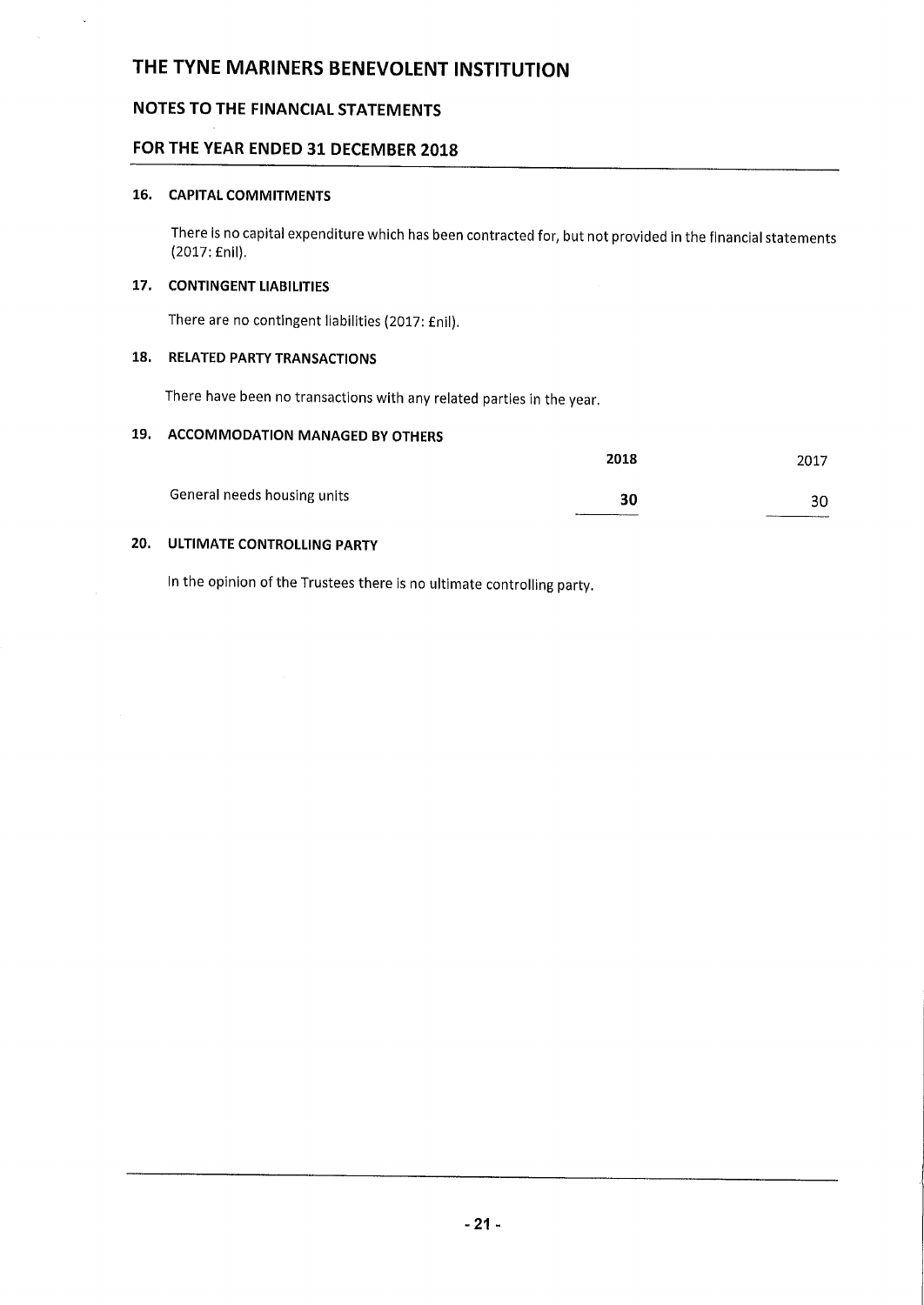# THE TYNE MARINERS BENEVOLENT INSTITUTION

## NOTES TO THE FINANCIAL STATEMENTS

## FOR THE YEAR ENDED 31 DECEMBER 2018

### 16. CAPITAL COMMITMENTS

There is no capital expenditure which has been contracted for, but not provided in the financial statements (2017: £nil).

### 17. CONTINGENT LIABILITIES

There are no contingent liabilities (2017: £nil).

### 18. RELATED PARTY TRANSACTIONS

There have been no transactions with any related parties in the year.

### 19. ACCOMMODATION MANAGED BY OTHERS

| | **2018** | 2017 |
|---|---|---|
| General needs housing units | **30** | 30 |

### 20. ULTIMATE CONTROLLING PARTY

In the opinion of the Trustees there is no ultimate controlling party.